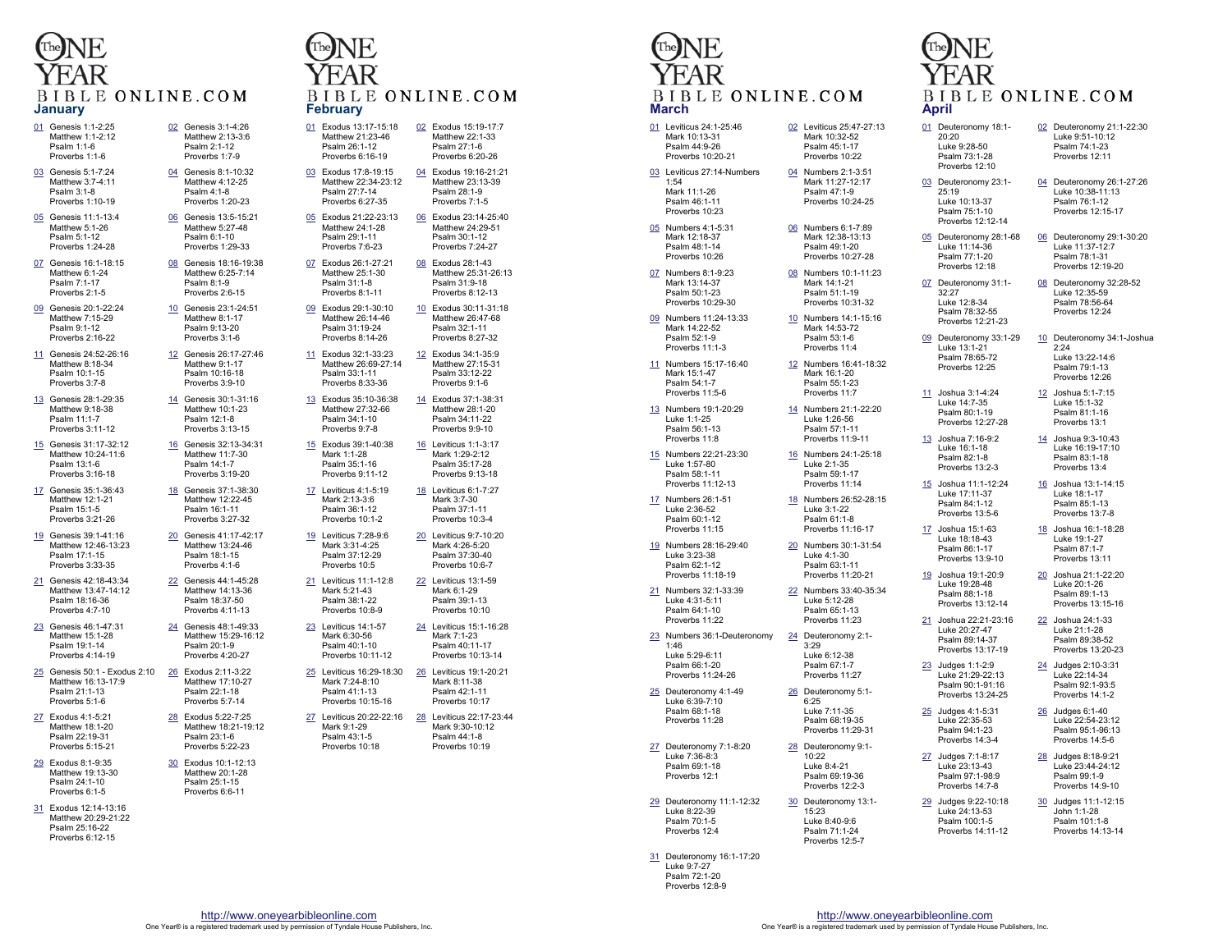# The One Year Bible Online.com

## January

01 Genesis 1:1-2:25
Matthew 1:1-2:12
Psalm 1:1-6
Proverbs 1:1-6

02 Genesis 3:1-4:26
Matthew 2:13-3:6
Psalm 2:1-12
Proverbs 1:7-9

03 Genesis 5:1-7:24
Matthew 3:7-4:11
Psalm 3:1-8
Proverbs 1:10-19

04 Genesis 8:1-10:32
Matthew 4:12-25
Psalm 4:1-8
Proverbs 1:20-23

05 Genesis 11:1-13:4
Matthew 5:1-26
Psalm 5:1-12
Proverbs 1:24-28

06 Genesis 13:5-15:21
Matthew 5:27-48
Psalm 6:1-10
Proverbs 1:29-33

07 Genesis 16:1-18:15
Matthew 6:1-24
Psalm 7:1-17
Proverbs 2:1-5

08 Genesis 18:16-19:38
Matthew 6:25-7:14
Psalm 8:1-9
Proverbs 2:6-15

09 Genesis 20:1-22:24
Matthew 7:15-29
Psalm 9:1-12
Proverbs 2:16-22

10 Genesis 23:1-24:51
Matthew 8:1-17
Psalm 9:13-20
Proverbs 3:1-6

11 Genesis 24:52-26:16
Matthew 8:18-34
Psalm 10:1-15
Proverbs 3:7-8

12 Genesis 26:17-27:46
Matthew 9:1-17
Psalm 10:16-18
Proverbs 3:9-10

13 Genesis 28:1-29:35
Matthew 9:18-38
Psalm 11:1-7
Proverbs 3:11-12

14 Genesis 30:1-31:16
Matthew 10:1-23
Psalm 12:1-8
Proverbs 3:13-15

15 Genesis 31:17-32:12
Matthew 10:24-11:6
Psalm 13:1-6
Proverbs 3:16-18

16 Genesis 32:13-34:31
Matthew 11:7-30
Psalm 14:1-7
Proverbs 3:19-20

17 Genesis 35:1-36:43
Matthew 12:1-21
Psalm 15:1-5
Proverbs 3:21-26

18 Genesis 37:1-38:30
Matthew 12:22-45
Psalm 16:1-11
Proverbs 3:27-32

19 Genesis 39:1-41:16
Matthew 12:46-13:23
Psalm 17:1-15
Proverbs 3:33-35

20 Genesis 41:17-42:17
Matthew 13:24-46
Psalm 18:1-15
Proverbs 4:1-6

21 Genesis 42:18-43:34
Matthew 13:47-14:12
Psalm 18:16-36
Proverbs 4:7-10

22 Genesis 44:1-45:28
Matthew 14:13-36
Psalm 18:37-50
Proverbs 4:11-13

23 Genesis 46:1-47:31
Matthew 15:1-28
Psalm 19:1-14
Proverbs 4:14-19

24 Genesis 48:1-49:33
Matthew 15:29-16:12
Psalm 20:1-9
Proverbs 4:20-27

25 Genesis 50:1 - Exodus 2:10
Matthew 16:13-17:9
Psalm 21:1-13
Proverbs 5:1-6

26 Exodus 2:11-3:22
Matthew 17:10-27
Psalm 22:1-18
Proverbs 5:7-14

27 Exodus 4:1-5:21
Matthew 18:1-20
Psalm 22:19-31
Proverbs 5:15-21

28 Exodus 5:22-7:25
Matthew 18:21-19:12
Psalm 23:1-6
Proverbs 5:22-23

29 Exodus 8:1-9:35
Matthew 19:13-30
Psalm 24:1-10
Proverbs 6:1-5

30 Exodus 10:1-12:13
Matthew 20:1-28
Psalm 25:1-15
Proverbs 6:6-11

31 Exodus 12:14-13:16
Matthew 20:29-21:22
Psalm 25:16-22
Proverbs 6:12-15

# The One Year Bible Online.com

## February

01 Exodus 13:17-15:18
Matthew 21:23-46
Psalm 26:1-12
Proverbs 6:16-19

02 Exodus 15:19-17:7
Matthew 22:1-33
Psalm 27:1-6
Proverbs 6:20-26

03 Exodus 17:8-19:15
Matthew 22:34-23:12
Psalm 27:7-14
Proverbs 6:27-35

04 Exodus 19:16-21:21
Matthew 23:13-39
Psalm 28:1-9
Proverbs 7:1-5

05 Exodus 21:22-23:13
Matthew 24:1-28
Psalm 29:1-11
Proverbs 7:6-23

06 Exodus 23:14-25:40
Matthew 24:29-51
Psalm 30:1-12
Proverbs 7:24-27

07 Exodus 26:1-27:21
Matthew 25:1-30
Psalm 31:1-8
Proverbs 8:1-11

08 Exodus 28:1-43
Matthew 25:31-26:13
Psalm 31:9-18
Proverbs 8:12-13

09 Exodus 29:1-30:10
Matthew 26:14-46
Psalm 31:19-24
Proverbs 8:14-26

10 Exodus 30:11-31:18
Matthew 26:47-68
Psalm 32:1-11
Proverbs 8:27-32

11 Exodus 32:1-33:23
Matthew 26:69-27:14
Psalm 33:1-11
Proverbs 8:33-36

12 Exodus 34:1-35:9
Matthew 27:15-31
Psalm 33:12-22
Proverbs 9:1-6

13 Exodus 35:10-36:38
Matthew 27:32-66
Psalm 34:1-10
Proverbs 9:7-8

14 Exodus 37:1-38:31
Matthew 28:1-20
Psalm 34:11-22
Proverbs 9:9-10

15 Exodus 39:1-40:38
Mark 1:1-28
Psalm 35:1-16
Proverbs 9:11-12

16 Leviticus 1:1-3:17
Mark 1:29-2:12
Psalm 35:17-28
Proverbs 9:13-18

17 Leviticus 4:1-5:19
Mark 2:13-3:6
Psalm 36:1-12
Proverbs 10:1-2

18 Leviticus 6:1-7:27
Mark 3:7-30
Psalm 37:1-11
Proverbs 10:3-4

19 Leviticus 7:28-9:6
Mark 3:31-4:25
Psalm 37:12-29
Proverbs 10:5

20 Leviticus 9:7-10:20
Mark 4:26-5:20
Psalm 37:30-40
Proverbs 10:6-7

21 Leviticus 11:1-12:8
Mark 5:21-43
Psalm 38:1-22
Proverbs 10:8-9

22 Leviticus 13:1-59
Mark 6:1-29
Psalm 39:1-13
Proverbs 10:10

23 Leviticus 14:1-57
Mark 6:30-56
Psalm 40:1-10
Proverbs 10:11-12

24 Leviticus 15:1-16:28
Mark 7:1-23
Psalm 40:11-17
Proverbs 10:13-14

25 Leviticus 16:29-18:30
Mark 7:24-8:10
Psalm 41:1-13
Proverbs 10:15-16

26 Leviticus 19:1-20:21
Mark 8:11-38
Psalm 42:1-11
Proverbs 10:17

27 Leviticus 20:22-22:16
Mark 9:1-29
Psalm 43:1-5
Proverbs 10:18

28 Leviticus 22:17-23:44
Mark 9:30-10:12
Psalm 44:1-8
Proverbs 10:19

[http://www.oneyearbibleonline.com](http://www.oneyearbibleonline.com)
One Year® is a registered trademark used by permission of Tyndale House Publishers, Inc.

# The One Year Bible Online.com

## March

01 Leviticus 24:1-25:46
Mark 10:13-31
Psalm 44:9-26
Proverbs 10:20-21

02 Leviticus 25:47-27:13
Mark 10:32-52
Psalm 45:1-17
Proverbs 10:22

03 Leviticus 27:14-Numbers 1:54
Mark 11:1-26
Psalm 46:1-11
Proverbs 10:23

04 Numbers 2:1-3:51
Mark 11:27-12:17
Psalm 47:1-9
Proverbs 10:24-25

05 Numbers 4:1-5:31
Mark 12:18-37
Psalm 48:1-14
Proverbs 10:26

06 Numbers 6:1-7:89
Mark 12:38-13:13
Psalm 49:1-20
Proverbs 10:27-28

07 Numbers 8:1-9:23
Mark 13:14-37
Psalm 50:1-23
Proverbs 10:29-30

08 Numbers 10:1-11:23
Mark 14:1-21
Psalm 51:1-19
Proverbs 10:31-32

09 Numbers 11:24-13:33
Mark 14:22-52
Psalm 52:1-9
Proverbs 11:1-3

10 Numbers 14:1-15:16
Mark 14:53-72
Psalm 53:1-6
Proverbs 11:4

11 Numbers 15:17-16:40
Mark 15:1-47
Psalm 54:1-7
Proverbs 11:5-6

12 Numbers 16:41-18:32
Mark 16:1-20
Psalm 55:1-23
Proverbs 11:7

13 Numbers 19:1-20:29
Luke 1:1-25
Psalm 56:1-13
Proverbs 11:8

14 Numbers 21:1-22:20
Luke 1:26-56
Psalm 57:1-11
Proverbs 11:9-11

15 Numbers 22:21-23:30
Luke 1:57-80
Psalm 58:1-11
Proverbs 11:12-13

16 Numbers 24:1-25:18
Luke 2:1-35
Psalm 59:1-17
Proverbs 11:14

17 Numbers 26:1-51
Luke 2:36-52
Psalm 60:1-12
Proverbs 11:15

18 Numbers 26:52-28:15
Luke 3:1-22
Psalm 61:1-8
Proverbs 11:16-17

19 Numbers 28:16-29:40
Luke 3:23-38
Psalm 62:1-12
Proverbs 11:18-19

20 Numbers 30:1-31:54
Luke 4:1-30
Psalm 63:1-11
Proverbs 11:20-21

21 Numbers 32:1-33:39
Luke 4:31-5:11
Psalm 64:1-10
Proverbs 11:22

22 Numbers 33:40-35:34
Luke 5:12-28
Psalm 65:1-13
Proverbs 11:23

23 Numbers 36:1-Deuteronomy 1:46
Luke 5:29-6:11
Psalm 66:1-20
Proverbs 11:24-26

24 Deuteronomy 2:1-3:29
Luke 6:12-38
Psalm 67:1-7
Proverbs 11:27

25 Deuteronomy 4:1-49
Luke 6:39-7:10
Psalm 68:1-18
Proverbs 11:28

26 Deuteronomy 5:1-6:25
Luke 7:11-35
Psalm 68:19-35
Proverbs 11:29-31

27 Deuteronomy 7:1-8:20
Luke 7:36-8:3
Psalm 69:1-18
Proverbs 12:1

28 Deuteronomy 9:1-10:22
Luke 8:4-21
Psalm 69:19-36
Proverbs 12:2-3

29 Deuteronomy 11:1-12:32
Luke 8:22-39
Psalm 70:1-5
Proverbs 12:4

30 Deuteronomy 13:1-15:23
Luke 8:40-9:6
Psalm 71:1-24
Proverbs 12:5-7

31 Deuteronomy 16:1-17:20
Luke 9:7-27
Psalm 72:1-20
Proverbs 12:8-9

# The One Year Bible Online.com

## April

01 Deuteronomy 18:1-20:20
Luke 9:28-50
Psalm 73:1-28
Proverbs 12:10

02 Deuteronomy 21:1-22:30
Luke 9:51-10:12
Psalm 74:1-23
Proverbs 12:11

03 Deuteronomy 23:1-25:19
Luke 10:13-37
Psalm 75:1-10
Proverbs 12:12-14

04 Deuteronomy 26:1-27:26
Luke 10:38-11:13
Psalm 76:1-12
Proverbs 12:15-17

05 Deuteronomy 28:1-68
Luke 11:14-36
Psalm 77:1-20
Proverbs 12:18

06 Deuteronomy 29:1-30:20
Luke 11:37-12:7
Psalm 78:1-31
Proverbs 12:19-20

07 Deuteronomy 31:1-32:27
Luke 12:8-34
Psalm 78:32-55
Proverbs 12:21-23

08 Deuteronomy 32:28-52
Luke 12:35-59
Psalm 78:56-64
Proverbs 12:24

09 Deuteronomy 33:1-29
Luke 13:1-21
Psalm 78:65-72
Proverbs 12:25

10 Deuteronomy 34:1-Joshua 2:24
Luke 13:22-14:6
Psalm 79:1-13
Proverbs 12:26

11 Joshua 3:1-4:24
Luke 14:7-35
Psalm 80:1-19
Proverbs 12:27-28

12 Joshua 5:1-7:15
Luke 15:1-32
Psalm 81:1-16
Proverbs 13:1

13 Joshua 7:16-9:2
Luke 16:1-18
Psalm 82:1-8
Proverbs 13:2-3

14 Joshua 9:3-10:43
Luke 16:19-17:10
Psalm 83:1-18
Proverbs 13:4

15 Joshua 11:1-12:24
Luke 17:11-37
Psalm 84:1-12
Proverbs 13:5-6

16 Joshua 13:1-14:15
Luke 18:1-17
Psalm 85:1-13
Proverbs 13:7-8

17 Joshua 15:1-63
Luke 18:18-43
Psalm 86:1-17
Proverbs 13:9-10

18 Joshua 16:1-18:28
Luke 19:1-27
Psalm 87:1-7
Proverbs 13:11

19 Joshua 19:1-20:9
Luke 19:28-48
Psalm 88:1-18
Proverbs 13:12-14

20 Joshua 21:1-22:20
Luke 20:1-26
Psalm 89:1-13
Proverbs 13:15-16

21 Joshua 22:21-23:16
Luke 20:27-47
Psalm 89:14-37
Proverbs 13:17-19

22 Joshua 24:1-33
Luke 21:1-28
Psalm 89:38-52
Proverbs 13:20-23

23 Judges 1:1-2:9
Luke 21:29-22:13
Psalm 90:1-91:16
Proverbs 13:24-25

24 Judges 2:10-3:31
Luke 22:14-34
Psalm 92:1-93:5
Proverbs 14:1-2

25 Judges 4:1-5:31
Luke 22:35-53
Psalm 94:1-23
Proverbs 14:3-4

26 Judges 6:1-40
Luke 22:54-23:12
Psalm 95:1-96:13
Proverbs 14:5-6

27 Judges 7:1-8:17
Luke 23:13-43
Psalm 97:1-98:9
Proverbs 14:7-8

28 Judges 8:18-9:21
Luke 23:44-24:12
Psalm 99:1-9
Proverbs 14:9-10

29 Judges 9:22-10:18
Luke 24:13-53
Psalm 100:1-5
Proverbs 14:11-12

30 Judges 11:1-12:15
John 1:1-28
Psalm 101:1-8
Proverbs 14:13-14

[http://www.oneyearbibleonline.com](http://www.oneyearbibleonline.com)
One Year® is a registered trademark used by permission of Tyndale House Publishers, Inc.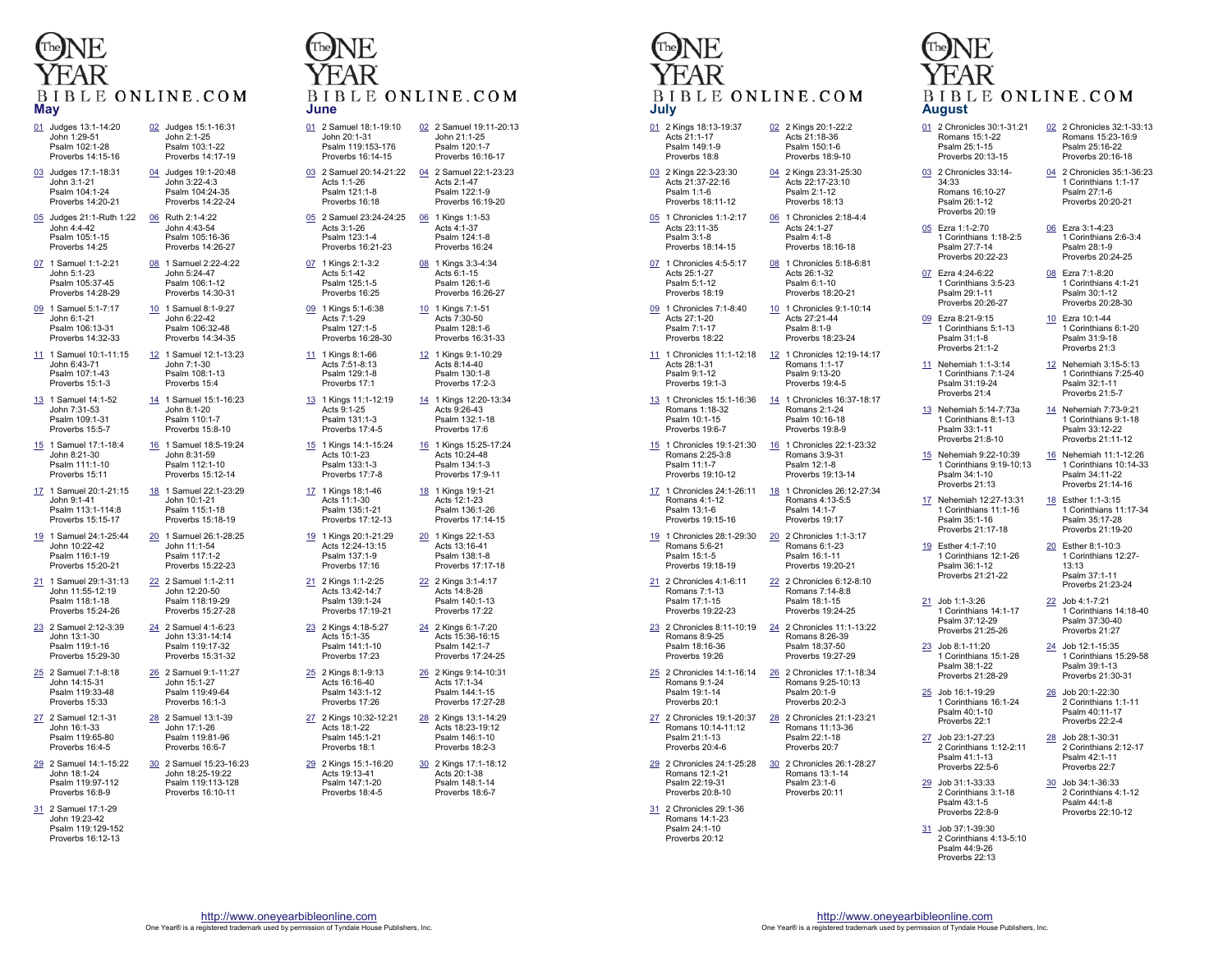# The One Year Bible Online.com

## May

**01**
Judges 13:1-14:20
John 1:29-51
Psalm 102:1-28
Proverbs 14:15-16

**02**
Judges 15:1-16:31
John 2:1-25
Psalm 103:1-22
Proverbs 14:17-19

**03**
Judges 17:1-18:31
John 3:1-21
Psalm 104:1-24
Proverbs 14:20-21

**04**
Judges 19:1-20:48
John 3:22-4:3
Psalm 104:24-35
Proverbs 14:22-24

**05**
Judges 21:1-Ruth 1:22
John 4:4-42
Psalm 105:1-15
Proverbs 14:25

**06**
Ruth 2:1-4:22
John 4:43-54
Psalm 105:16-36
Proverbs 14:26-27

**07**
1 Samuel 1:1-2:21
John 5:1-23
Psalm 105:37-45
Proverbs 14:28-29

**08**
1 Samuel 2:22-4:22
John 5:24-47
Psalm 106:1-12
Proverbs 14:30-31

**09**
1 Samuel 5:1-7:17
John 6:1-21
Psalm 106:13-31
Proverbs 14:32-33

**10**
1 Samuel 8:1-9:27
John 6:22-42
Psalm 106:32-48
Proverbs 14:34-35

**11**
1 Samuel 10:1-11:15
John 6:43-71
Psalm 107:1-43
Proverbs 15:1-3

**12**
1 Samuel 12:1-13:23
John 7:1-30
Psalm 108:1-13
Proverbs 15:4

**13**
1 Samuel 14:1-52
John 7:31-53
Psalm 109:1-31
Proverbs 15:5-7

**14**
1 Samuel 15:1-16:23
John 8:1-20
Psalm 110:1-7
Proverbs 15:8-10

**15**
1 Samuel 17:1-18:4
John 8:21-30
Psalm 111:1-10
Proverbs 15:11

**16**
1 Samuel 18:5-19:24
John 8:31-59
Psalm 112:1-10
Proverbs 15:12-14

**17**
1 Samuel 20:1-21:15
John 9:1-41
Psalm 113:1-114:8
Proverbs 15:15-17

**18**
1 Samuel 22:1-23:29
John 10:1-21
Psalm 115:1-18
Proverbs 15:18-19

**19**
1 Samuel 24:1-25:44
John 10:22-42
Psalm 116:1-19
Proverbs 15:20-21

**20**
1 Samuel 26:1-28:25
John 11:1-54
Psalm 117:1-2
Proverbs 15:22-23

**21**
1 Samuel 29:1-31:13
John 11:55-12:19
Psalm 118:1-18
Proverbs 15:24-26

**22**
2 Samuel 1:1-2:11
John 12:20-50
Psalm 118:19-29
Proverbs 15:27-28

**23**
2 Samuel 2:12-3:39
John 13:1-30
Psalm 119:1-16
Proverbs 15:29-30

**24**
2 Samuel 4:1-6:23
John 13:31-14:14
Psalm 119:17-32
Proverbs 15:31-32

**25**
2 Samuel 7:1-8:18
John 14:15-31
Psalm 119:33-48
Proverbs 15:33

**26**
2 Samuel 9:1-11:27
John 15:1-27
Psalm 119:49-64
Proverbs 16:1-3

**27**
2 Samuel 12:1-31
John 16:1-33
Psalm 119:65-80
Proverbs 16:4-5

**28**
2 Samuel 13:1-39
John 17:1-26
Psalm 119:81-96
Proverbs 16:6-7

**29**
2 Samuel 14:1-15:22
John 18:1-24
Psalm 119:97-112
Proverbs 16:8-9

**30**
2 Samuel 15:23-16:23
John 18:25-19:22
Psalm 119:113-128
Proverbs 16:10-11

**31**
2 Samuel 17:1-29
John 19:23-42
Psalm 119:129-152
Proverbs 16:12-13

# The One Year Bible Online.com

## June

**01**
2 Samuel 18:1-19:10
John 20:1-31
Psalm 119:153-176
Proverbs 16:14-15

**02**
2 Samuel 19:11-20:13
John 21:1-25
Psalm 120:1-7
Proverbs 16:16-17

**03**
2 Samuel 20:14-21:22
Acts 1:1-26
Psalm 121:1-8
Proverbs 16:18

**04**
2 Samuel 22:1-23:23
Acts 2:1-47
Psalm 122:1-9
Proverbs 16:19-20

**05**
2 Samuel 23:24-24:25
Acts 3:1-26
Psalm 123:1-4
Proverbs 16:21-23

**06**
1 Kings 1:1-53
Acts 4:1-37
Psalm 124:1-8
Proverbs 16:24

**07**
1 Kings 2:1-3:2
Acts 5:1-42
Psalm 125:1-5
Proverbs 16:25

**08**
1 Kings 3:3-4:34
Acts 6:1-15
Psalm 126:1-6
Proverbs 16:26-27

**09**
1 Kings 5:1-6:38
Acts 7:1-29
Psalm 127:1-5
Proverbs 16:28-30

**10**
1 Kings 7:1-51
Acts 7:30-50
Psalm 128:1-6
Proverbs 16:31-33

**11**
1 Kings 8:1-66
Acts 7:51-8:13
Psalm 129:1-8
Proverbs 17:1

**12**
1 Kings 9:1-10:29
Acts 8:14-40
Psalm 130:1-8
Proverbs 17:2-3

**13**
1 Kings 11:1-12:19
Acts 9:1-25
Psalm 131:1-3
Proverbs 17:4-5

**14**
1 Kings 12:20-13:34
Acts 9:26-43
Psalm 132:1-18
Proverbs 17:6

**15**
1 Kings 14:1-15:24
Acts 10:1-23
Psalm 133:1-3
Proverbs 17:7-8

**16**
1 Kings 15:25-17:24
Acts 10:24-48
Psalm 134:1-3
Proverbs 17:9-11

**17**
1 Kings 18:1-46
Acts 11:1-30
Psalm 135:1-21
Proverbs 17:12-13

**18**
1 Kings 19:1-21
Acts 12:1-23
Psalm 136:1-26
Proverbs 17:14-15

**19**
1 Kings 20:1-21:29
Acts 12:24-13:15
Psalm 137:1-9
Proverbs 17:16

**20**
1 Kings 22:1-53
Acts 13:16-41
Psalm 138:1-8
Proverbs 17:17-18

**21**
2 Kings 1:1-2:25
Acts 13:42-14:7
Psalm 139:1-24
Proverbs 17:19-21

**22**
2 Kings 3:1-4:17
Acts 14:8-28
Psalm 140:1-13
Proverbs 17:22

**23**
2 Kings 4:18-5:27
Acts 15:1-35
Psalm 141:1-10
Proverbs 17:23

**24**
2 Kings 6:1-7:20
Acts 15:36-16:15
Psalm 142:1-7
Proverbs 17:24-25

**25**
2 Kings 8:1-9:13
Acts 16:16-40
Psalm 143:1-12
Proverbs 17:26

**26**
2 Kings 9:14-10:31
Acts 17:1-34
Psalm 144:1-15
Proverbs 17:27-28

**27**
2 Kings 10:32-12:21
Acts 18:1-22
Psalm 145:1-21
Proverbs 18:1

**28**
2 Kings 13:1-14:29
Acts 18:23-19:12
Psalm 146:1-10
Proverbs 18:2-3

**29**
2 Kings 15:1-16:20
Acts 19:13-41
Psalm 147:1-20
Proverbs 18:4-5

**30**
2 Kings 17:1-18:12
Acts 20:1-38
Psalm 148:1-14
Proverbs 18:6-7

http://www.oneyearbibleonline.com
One Year® is a registered trademark used by permission of Tyndale House Publishers, Inc.

# The One Year Bible Online.com

## July

**01**
2 Kings 18:13-19:37
Acts 21:1-17
Psalm 149:1-9
Proverbs 18:8

**02**
2 Kings 20:1-22:2
Acts 21:18-36
Psalm 150:1-6
Proverbs 18:9-10

**03**
2 Kings 22:3-23:30
Acts 21:37-22:16
Psalm 1:1-6
Proverbs 18:11-12

**04**
2 Kings 23:31-25:30
Acts 22:17-23:10
Psalm 2:1-12
Proverbs 18:13

**05**
1 Chronicles 1:1-2:17
Acts 23:11-35
Psalm 3:1-8
Proverbs 18:14-15

**06**
1 Chronicles 2:18-4:4
Acts 24:1-27
Psalm 4:1-8
Proverbs 18:16-18

**07**
1 Chronicles 4:5-5:17
Acts 25:1-27
Psalm 5:1-12
Proverbs 18:19

**08**
1 Chronicles 5:18-6:81
Acts 26:1-32
Psalm 6:1-10
Proverbs 18:20-21

**09**
1 Chronicles 7:1-8:40
Acts 27:1-20
Psalm 7:1-17
Proverbs 18:22

**10**
1 Chronicles 9:1-10:14
Acts 27:21-44
Psalm 8:1-9
Proverbs 18:23-24

**11**
1 Chronicles 11:1-12:18
Acts 28:1-31
Psalm 9:1-12
Proverbs 19:1-3

**12**
1 Chronicles 12:19-14:17
Romans 1:1-17
Psalm 9:13-20
Proverbs 19:4-5

**13**
1 Chronicles 15:1-16:36
Romans 1:18-32
Psalm 10:1-15
Proverbs 19:6-7

**14**
1 Chronicles 16:37-18:17
Romans 2:1-24
Psalm 10:16-18
Proverbs 19:8-9

**15**
1 Chronicles 19:1-21:30
Romans 2:25-3:8
Psalm 11:1-7
Proverbs 19:10-12

**16**
1 Chronicles 22:1-23:32
Romans 3:9-31
Psalm 12:1-8
Proverbs 19:13-14

**17**
1 Chronicles 24:1-26:11
Romans 4:1-12
Psalm 13:1-6
Proverbs 19:15-16

**18**
1 Chronicles 26:12-27:34
Romans 4:13-5:5
Psalm 14:1-7
Proverbs 19:17

**19**
1 Chronicles 28:1-29:30
Romans 5:6-21
Psalm 15:1-5
Proverbs 19:18-19

**20**
2 Chronicles 1:1-3:17
Romans 6:1-23
Psalm 16:1-11
Proverbs 19:20-21

**21**
2 Chronicles 4:1-6:11
Romans 7:1-13
Psalm 17:1-15
Proverbs 19:22-23

**22**
2 Chronicles 6:12-8:10
Romans 7:14-8:8
Psalm 18:1-15
Proverbs 19:24-25

**23**
2 Chronicles 8:11-10:19
Romans 8:9-25
Psalm 18:16-36
Proverbs 19:26

**24**
2 Chronicles 11:1-13:22
Romans 8:26-39
Psalm 18:37-50
Proverbs 19:27-29

**25**
2 Chronicles 14:1-16:14
Romans 9:1-24
Psalm 19:1-14
Proverbs 20:1

**26**
2 Chronicles 17:1-18:34
Romans 9:25-10:13
Psalm 20:1-9
Proverbs 20:2-3

**27**
2 Chronicles 19:1-20:37
Romans 10:14-11:12
Psalm 21:1-13
Proverbs 20:4-6

**28**
2 Chronicles 21:1-23:21
Romans 11:13-36
Psalm 22:1-18
Proverbs 20:7

**29**
2 Chronicles 24:1-25:28
Romans 12:1-21
Psalm 22:19-31
Proverbs 20:8-10

**30**
2 Chronicles 26:1-28:27
Romans 13:1-14
Psalm 23:1-6
Proverbs 20:11

**31**
2 Chronicles 29:1-36
Romans 14:1-23
Psalm 24:1-10
Proverbs 20:12

# The One Year Bible Online.com

## August

**01**
2 Chronicles 30:1-31:21
Romans 15:1-22
Psalm 25:1-15
Proverbs 20:13-15

**02**
2 Chronicles 32:1-33:13
Romans 15:23-16:9
Psalm 25:16-22
Proverbs 20:16-18

**03**
2 Chronicles 33:14-34:33
Romans 16:10-27
Psalm 26:1-12
Proverbs 20:19

**04**
2 Chronicles 35:1-36:23
1 Corinthians 1:1-17
Psalm 27:1-6
Proverbs 20:20-21

**05**
Ezra 1:1-2:70
1 Corinthians 1:18-2:5
Psalm 27:7-14
Proverbs 20:22-23

**06**
Ezra 3:1-4:23
1 Corinthians 2:6-3:4
Psalm 28:1-9
Proverbs 20:24-25

**07**
Ezra 4:24-6:22
1 Corinthians 3:5-23
Psalm 29:1-11
Proverbs 20:26-27

**08**
Ezra 7:1-8:20
1 Corinthians 4:1-21
Psalm 30:1-12
Proverbs 20:28-30

**09**
Ezra 8:21-9:15
1 Corinthians 5:1-13
Psalm 31:1-8
Proverbs 21:1-2

**10**
Ezra 10:1-44
1 Corinthians 6:1-20
Psalm 31:9-18
Proverbs 21:3

**11**
Nehemiah 1:1-3:14
1 Corinthians 7:1-24
Psalm 31:19-24
Proverbs 21:4

**12**
Nehemiah 3:15-5:13
1 Corinthians 7:25-40
Psalm 32:1-11
Proverbs 21:5-7

**13**
Nehemiah 5:14-7:73a
1 Corinthians 8:1-13
Psalm 33:1-11
Proverbs 21:8-10

**14**
Nehemiah 7:73-9:21
1 Corinthians 9:1-18
Psalm 33:12-22
Proverbs 21:11-12

**15**
Nehemiah 9:22-10:39
1 Corinthians 9:19-10:13
Psalm 34:1-10
Proverbs 21:13

**16**
Nehemiah 11:1-12:26
1 Corinthians 10:14-33
Psalm 34:11-22
Proverbs 21:14-16

**17**
Nehemiah 12:27-13:31
1 Corinthians 11:1-16
Psalm 35:1-16
Proverbs 21:17-18

**18**
Esther 1:1-3:15
1 Corinthians 11:17-34
Psalm 35:17-28
Proverbs 21:19-20

**19**
Esther 4:1-7:10
1 Corinthians 12:1-26
Psalm 36:1-12
Proverbs 21:21-22

**20**
Esther 8:1-10:3
1 Corinthians 12:27-13:13
Psalm 37:1-11
Proverbs 21:23-24

**21**
Job 1:1-3:26
1 Corinthians 14:1-17
Psalm 37:12-29
Proverbs 21:25-26

**22**
Job 4:1-7:21
1 Corinthians 14:18-40
Psalm 37:30-40
Proverbs 21:27

**23**
Job 8:1-11:20
1 Corinthians 15:1-28
Psalm 38:1-22
Proverbs 21:28-29

**24**
Job 12:1-15:35
1 Corinthians 15:29-58
Psalm 39:1-13
Proverbs 21:30-31

**25**
Job 16:1-19:29
1 Corinthians 16:1-24
Psalm 40:1-10
Proverbs 22:1

**26**
Job 20:1-22:30
2 Corinthians 1:1-11
Psalm 40:11-17
Proverbs 22:2-4

**27**
Job 23:1-27:23
2 Corinthians 1:12-2:11
Psalm 41:1-13
Proverbs 22:5-6

**28**
Job 28:1-30:31
2 Corinthians 2:12-17
Psalm 42:1-11
Proverbs 22:7

**29**
Job 31:1-33:33
2 Corinthians 3:1-18
Psalm 43:1-5
Proverbs 22:8-9

**30**
Job 34:1-36:33
2 Corinthians 4:1-12
Psalm 44:1-8
Proverbs 22:10-12

**31**
Job 37:1-39:30
2 Corinthians 4:13-5:10
Psalm 44:9-26
Proverbs 22:13

http://www.oneyearbibleonline.com
One Year® is a registered trademark used by permission of Tyndale House Publishers, Inc.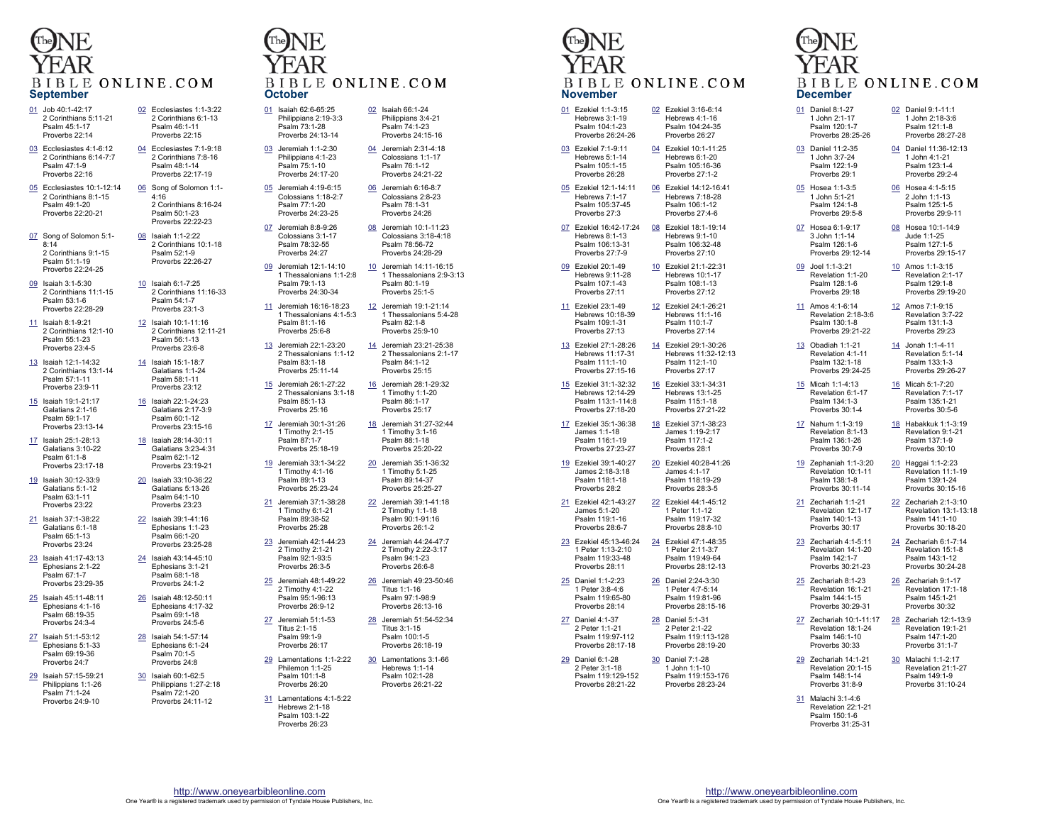# The One Year Bible Online.com

## September

01 Job 40:1-42:17
2 Corinthians 5:11-21
Psalm 45:1-17
Proverbs 22:14

02 Ecclesiastes 1:1-3:22
2 Corinthians 6:1-13
Psalm 46:1-11
Proverbs 22:15

03 Ecclesiastes 4:1-6:12
2 Corinthians 6:14-7:7
Psalm 47:1-9
Proverbs 22:16

04 Ecclesiastes 7:1-9:18
2 Corinthians 7:8-16
Psalm 48:1-14
Proverbs 22:17-19

05 Ecclesiastes 10:1-12:14
2 Corinthians 8:1-15
Psalm 49:1-20
Proverbs 22:20-21

06 Song of Solomon 1:1-4:16
2 Corinthians 8:16-24
Psalm 50:1-23
Proverbs 22:22-23

07 Song of Solomon 5:1-8:14
2 Corinthians 9:1-15
Psalm 51:1-19
Proverbs 22:24-25

08 Isaiah 1:1-2:22
2 Corinthians 10:1-18
Psalm 52:1-9
Proverbs 22:26-27

09 Isaiah 3:1-5:30
2 Corinthians 11:1-15
Psalm 53:1-6
Proverbs 22:28-29

10 Isaiah 6:1-7:25
2 Corinthians 11:16-33
Psalm 54:1-7
Proverbs 23:1-3

11 Isaiah 8:1-9:21
2 Corinthians 12:1-10
Psalm 55:1-23
Proverbs 23:4-5

12 Isaiah 10:1-11:16
2 Corinthians 12:11-21
Psalm 56:1-13
Proverbs 23:6-8

13 Isaiah 12:1-14:32
2 Corinthians 13:1-14
Psalm 57:1-11
Proverbs 23:9-11

14 Isaiah 15:1-18:7
Galatians 1:1-24
Psalm 58:1-11
Proverbs 23:12

15 Isaiah 19:1-21:17
Galatians 2:1-16
Psalm 59:1-17
Proverbs 23:13-14

16 Isaiah 22:1-24:23
Galatians 2:17-3:9
Psalm 60:1-12
Proverbs 23:15-16

17 Isaiah 25:1-28:13
Galatians 3:10-22
Psalm 61:1-8
Proverbs 23:17-18

18 Isaiah 28:14-30:11
Galatians 3:23-4:31
Psalm 62:1-12
Proverbs 23:19-21

19 Isaiah 30:12-33:9
Galatians 5:1-12
Psalm 63:1-11
Proverbs 23:22

20 Isaiah 33:10-36:22
Galatians 5:13-26
Psalm 64:1-10
Proverbs 23:23

21 Isaiah 37:1-38:22
Galatians 6:1-18
Psalm 65:1-13
Proverbs 23:24

22 Isaiah 39:1-41:16
Ephesians 1:1-23
Psalm 66:1-20
Proverbs 23:25-28

23 Isaiah 41:17-43:13
Ephesians 2:1-22
Psalm 67:1-7
Proverbs 23:29-35

24 Isaiah 43:14-45:10
Ephesians 3:1-21
Psalm 68:1-18
Proverbs 24:1-2

25 Isaiah 45:11-48:11
Ephesians 4:1-16
Psalm 68:19-35
Proverbs 24:3-4

26 Isaiah 48:12-50:11
Ephesians 4:17-32
Psalm 69:1-18
Proverbs 24:5-6

27 Isaiah 51:1-53:12
Ephesians 5:1-33
Psalm 69:19-36
Proverbs 24:7

28 Isaiah 54:1-57:14
Ephesians 6:1-24
Psalm 70:1-5
Proverbs 24:8

29 Isaiah 57:15-59:21
Philippians 1:1-26
Psalm 71:1-24
Proverbs 24:9-10

30 Isaiah 60:1-62:5
Philippians 1:27-2:18
Psalm 72:1-20
Proverbs 24:11-12

# The One Year Bible Online.com

## October

01 Isaiah 62:6-65:25
Philippians 2:19-3:3
Psalm 73:1-28
Proverbs 24:13-14

02 Isaiah 66:1-24
Philippians 3:4-21
Psalm 74:1-23
Proverbs 24:15-16

03 Jeremiah 1:1-2:30
Philippians 4:1-23
Psalm 75:1-10
Proverbs 24:17-20

04 Jeremiah 2:31-4:18
Colossians 1:1-17
Psalm 76:1-12
Proverbs 24:21-22

05 Jeremiah 4:19-6:15
Colossians 1:18-2:7
Psalm 77:1-20
Proverbs 24:23-25

06 Jeremiah 6:16-8:7
Colossians 2:8-23
Psalm 78:1-31
Proverbs 24:26

07 Jeremiah 8:8-9:26
Colossians 3:1-17
Psalm 78:32-55
Proverbs 24:27

08 Jeremiah 10:1-11:23
Colossians 3:18-4:18
Psalm 78:56-72
Proverbs 24:28-29

09 Jeremiah 12:1-14:10
1 Thessalonians 1:1-2:8
Psalm 79:1-13
Proverbs 24:30-34

10 Jeremiah 14:11-16:15
1 Thessalonians 2:9-3:13
Psalm 80:1-19
Proverbs 25:1-5

11 Jeremiah 16:16-18:23
1 Thessalonians 4:1-5:3
Psalm 81:1-16
Proverbs 25:6-8

12 Jeremiah 19:1-21:14
1 Thessalonians 5:4-28
Psalm 82:1-8
Proverbs 25:9-10

13 Jeremiah 22:1-23:20
2 Thessalonians 1:1-12
Psalm 83:1-18
Proverbs 25:11-14

14 Jeremiah 23:21-25:38
2 Thessalonians 2:1-17
Psalm 84:1-12
Proverbs 25:15

15 Jeremiah 26:1-27:22
2 Thessalonians 3:1-18
Psalm 85:1-13
Proverbs 25:16

16 Jeremiah 28:1-29:32
1 Timothy 1:1-20
Psalm 86:1-17
Proverbs 25:17

17 Jeremiah 30:1-31:26
1 Timothy 2:1-15
Psalm 87:1-7
Proverbs 25:18-19

18 Jeremiah 31:27-32:44
1 Timothy 3:1-16
Psalm 88:1-18
Proverbs 25:20-22

19 Jeremiah 33:1-34:22
1 Timothy 4:1-16
Psalm 89:1-13
Proverbs 25:23-24

20 Jeremiah 35:1-36:32
1 Timothy 5:1-25
Psalm 89:14-37
Proverbs 25:25-27

21 Jeremiah 37:1-38:28
1 Timothy 6:1-21
Psalm 89:38-52
Proverbs 25:28

22 Jeremiah 39:1-41:18
2 Timothy 1:1-18
Psalm 90:1-91:16
Proverbs 26:1-2

23 Jeremiah 42:1-44:23
2 Timothy 2:1-21
Psalm 92:1-93:5
Proverbs 26:3-5

24 Jeremiah 44:24-47:7
2 Timothy 2:22-3:17
Psalm 94:1-23
Proverbs 26:6-8

25 Jeremiah 48:1-49:22
2 Timothy 4:1-22
Psalm 95:1-96:13
Proverbs 26:9-12

26 Jeremiah 49:23-50:46
Titus 1:1-16
Psalm 97:1-98:9
Proverbs 26:13-16

27 Jeremiah 51:1-53
Titus 2:1-15
Psalm 99:1-9
Proverbs 26:17

28 Jeremiah 51:54-52:34
Titus 3:1-15
Psalm 100:1-5
Proverbs 26:18-19

29 Lamentations 1:1-2:22
Philemon 1:1-25
Psalm 101:1-8
Proverbs 26:20

30 Lamentations 3:1-66
Hebrews 1:1-14
Psalm 102:1-28
Proverbs 26:21-22

31 Lamentations 4:1-5:22
Hebrews 2:1-18
Psalm 103:1-22
Proverbs 26:23

http://www.oneyearbibleonline.com
One Year® is a registered trademark used by permission of Tyndale House Publishers, Inc.

# The One Year Bible Online.com

## November

01 Ezekiel 1:1-3:15
Hebrews 3:1-19
Psalm 104:1-23
Proverbs 26:24-26

02 Ezekiel 3:16-6:14
Hebrews 4:1-16
Psalm 104:24-35
Proverbs 26:27

03 Ezekiel 7:1-9:11
Hebrews 5:1-14
Psalm 105:1-15
Proverbs 26:28

04 Ezekiel 10:1-11:25
Hebrews 6:1-20
Psalm 105:16-36
Proverbs 27:1-2

05 Ezekiel 12:1-14:11
Hebrews 7:1-17
Psalm 105:37-45
Proverbs 27:3

06 Ezekiel 14:12-16:41
Hebrews 7:18-28
Psalm 106:1-12
Proverbs 27:4-6

07 Ezekiel 16:42-17:24
Hebrews 8:1-13
Psalm 106:13-31
Proverbs 27:7-9

08 Ezekiel 18:1-19:14
Hebrews 9:1-10
Psalm 106:32-48
Proverbs 27:10

09 Ezekiel 20:1-49
Hebrews 9:11-28
Psalm 107:1-43
Proverbs 27:11

10 Ezekiel 21:1-22:31
Hebrews 10:1-17
Psalm 108:1-13
Proverbs 27:12

11 Ezekiel 23:1-49
Hebrews 10:18-39
Psalm 109:1-31
Proverbs 27:13

12 Ezekiel 24:1-26:21
Hebrews 11:1-16
Psalm 110:1-7
Proverbs 27:14

13 Ezekiel 27:1-28:26
Hebrews 11:17-31
Psalm 111:1-10
Proverbs 27:15-16

14 Ezekiel 29:1-30:26
Hebrews 11:32-12:13
Psalm 112:1-10
Proverbs 27:17

15 Ezekiel 31:1-32:32
Hebrews 12:14-29
Psalm 113:1-114:8
Proverbs 27:18-20

16 Ezekiel 33:1-34:31
Hebrews 13:1-25
Psalm 115:1-18
Proverbs 27:21-22

17 Ezekiel 35:1-36:38
James 1:1-18
Psalm 116:1-19
Proverbs 27:23-27

18 Ezekiel 37:1-38:23
James 1:19-2:17
Psalm 117:1-2
Proverbs 28:1

19 Ezekiel 39:1-40:27
James 2:18-3:18
Psalm 118:1-18
Proverbs 28:2

20 Ezekiel 40:28-41:26
James 4:1-17
Psalm 118:19-29
Proverbs 28:3-5

21 Ezekiel 42:1-43:27
James 5:1-20
Psalm 119:1-16
Proverbs 28:6-7

22 Ezekiel 44:1-45:12
1 Peter 1:1-12
Psalm 119:17-32
Proverbs 28:8-10

23 Ezekiel 45:13-46:24
1 Peter 1:13-2:10
Psalm 119:33-48
Proverbs 28:11

24 Ezekiel 47:1-48:35
1 Peter 2:11-3:7
Psalm 119:49-64
Proverbs 28:12-13

25 Daniel 1:1-2:23
1 Peter 3:8-4:6
Psalm 119:65-80
Proverbs 28:14

26 Daniel 2:24-3:30
1 Peter 4:7-5:14
Psalm 119:81-96
Proverbs 28:15-16

27 Daniel 4:1-37
2 Peter 1:1-21
Psalm 119:97-112
Proverbs 28:17-18

28 Daniel 5:1-31
2 Peter 2:1-22
Psalm 119:113-128
Proverbs 28:19-20

29 Daniel 6:1-28
2 Peter 3:1-18
Psalm 119:129-152
Proverbs 28:21-22

30 Daniel 7:1-28
1 John 1:1-10
Psalm 119:153-176
Proverbs 28:23-24

# The One Year Bible Online.com

## December

01 Daniel 8:1-27
1 John 2:1-17
Psalm 120:1-7
Proverbs 28:25-26

02 Daniel 9:1-11:1
1 John 2:18-3:6
Psalm 121:1-8
Proverbs 28:27-28

03 Daniel 11:2-35
1 John 3:7-24
Psalm 122:1-9
Proverbs 29:1

04 Daniel 11:36-12:13
1 John 4:1-21
Psalm 123:1-4
Proverbs 29:2-4

05 Hosea 1:1-3:5
1 John 5:1-21
Psalm 124:1-8
Proverbs 29:5-8

06 Hosea 4:1-5:15
2 John 1:1-13
Psalm 125:1-5
Proverbs 29:9-11

07 Hosea 6:1-9:17
3 John 1:1-14
Psalm 126:1-6
Proverbs 29:12-14

08 Hosea 10:1-14:9
Jude 1:1-25
Psalm 127:1-5
Proverbs 29:15-17

09 Joel 1:1-3:21
Revelation 1:1-20
Psalm 128:1-6
Proverbs 29:18

10 Amos 1:1-3:15
Revelation 2:1-17
Psalm 129:1-8
Proverbs 29:19-20

11 Amos 4:1-6:14
Revelation 2:18-3:6
Psalm 130:1-8
Proverbs 29:21-22

12 Amos 7:1-9:15
Revelation 3:7-22
Psalm 131:1-3
Proverbs 29:23

13 Obadiah 1:1-21
Revelation 4:1-11
Psalm 132:1-18
Proverbs 29:24-25

14 Jonah 1:1-4:11
Revelation 5:1-14
Psalm 133:1-3
Proverbs 29:26-27

15 Micah 1:1-4:13
Revelation 6:1-17
Psalm 134:1-3
Proverbs 30:1-4

16 Micah 5:1-7:20
Revelation 7:1-17
Psalm 135:1-21
Proverbs 30:5-6

17 Nahum 1:1-3:19
Revelation 8:1-13
Psalm 136:1-26
Proverbs 30:7-9

18 Habakkuk 1:1-3:19
Revelation 9:1-21
Psalm 137:1-9
Proverbs 30:10

19 Zephaniah 1:1-3:20
Revelation 10:1-11
Psalm 138:1-8
Proverbs 30:11-14

20 Haggai 1:1-2:23
Revelation 11:1-19
Psalm 139:1-24
Proverbs 30:15-16

21 Zechariah 1:1-21
Revelation 12:1-17
Psalm 140:1-13
Proverbs 30:17

22 Zechariah 2:1-3:10
Revelation 13:1-13:18
Psalm 141:1-10
Proverbs 30:18-20

23 Zechariah 4:1-5:11
Revelation 14:1-20
Psalm 142:1-7
Proverbs 30:21-23

24 Zechariah 6:1-7:14
Revelation 15:1-8
Psalm 143:1-12
Proverbs 30:24-28

25 Zechariah 8:1-23
Revelation 16:1-21
Psalm 144:1-15
Proverbs 30:29-31

26 Zechariah 9:1-17
Revelation 17:1-18
Psalm 145:1-21
Proverbs 30:32

27 Zechariah 10:1-11:17
Revelation 18:1-24
Psalm 146:1-10
Proverbs 30:33

28 Zechariah 12:1-13:9
Revelation 19:1-21
Psalm 147:1-20
Proverbs 31:1-7

29 Zechariah 14:1-21
Revelation 20:1-15
Psalm 148:1-14
Proverbs 31:8-9

30 Malachi 1:1-2:17
Revelation 21:1-27
Psalm 149:1-9
Proverbs 31:10-24

31 Malachi 3:1-4:6
Revelation 22:1-21
Psalm 150:1-6
Proverbs 31:25-31

http://www.oneyearbibleonline.com
One Year® is a registered trademark used by permission of Tyndale House Publishers, Inc.